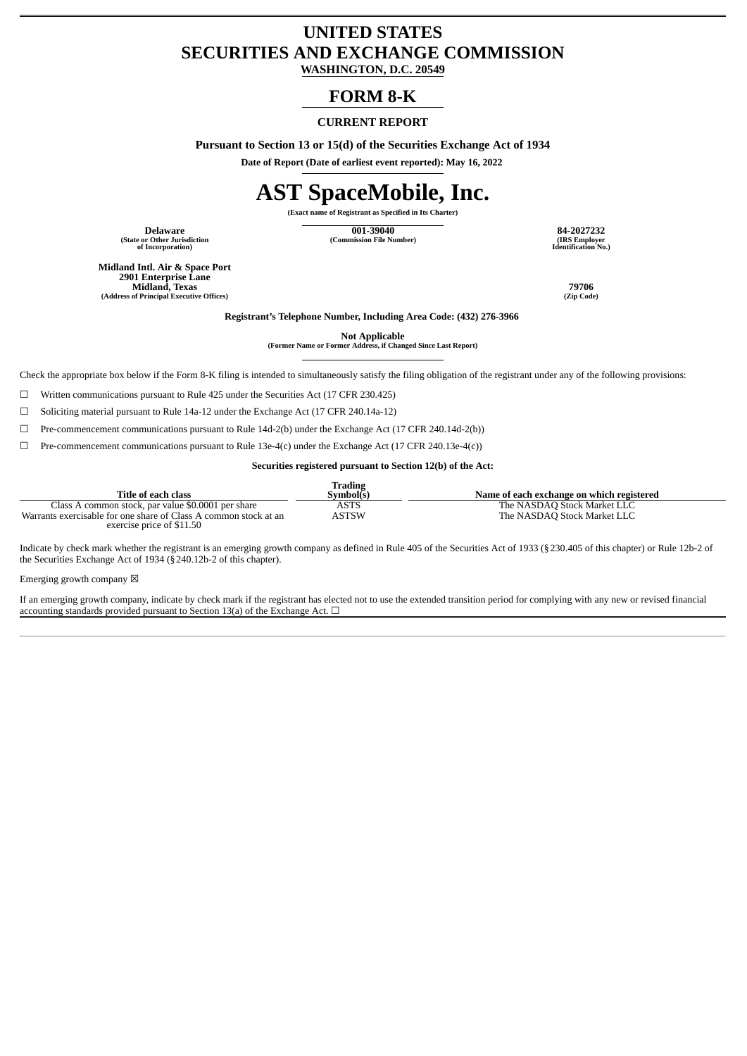# UNITED STATES
# SECURITIES AND EXCHANGE COMMISSION

**WASHINGTON, D.C. 20549**

## FORM 8-K

**CURRENT REPORT**

**Pursuant to Section 13 or 15(d) of the Securities Exchange Act of 1934**

**Date of Report (Date of earliest event reported): May 16, 2022**

# AST SpaceMobile, Inc.

**(Exact name of Registrant as Specified in Its Charter)**

| Delaware | 001-39040 | 84-2027232 |
|---|---|---|
| (State or Other Jurisdiction of Incorporation) | (Commission File Number) | (IRS Employer Identification No.) |

| Midland Intl. Air & Space Port 2901 Enterprise Lane Midland, Texas | 79706 |
|---|---|
| (Address of Principal Executive Offices) | (Zip Code) |

**Registrant's Telephone Number, Including Area Code: (432) 276-3966**

**Not Applicable**
**(Former Name or Former Address, if Changed Since Last Report)**

Check the appropriate box below if the Form 8-K filing is intended to simultaneously satisfy the filing obligation of the registrant under any of the following provisions:

☐ Written communications pursuant to Rule 425 under the Securities Act (17 CFR 230.425)

☐ Soliciting material pursuant to Rule 14a-12 under the Exchange Act (17 CFR 240.14a-12)

☐ Pre-commencement communications pursuant to Rule 14d-2(b) under the Exchange Act (17 CFR 240.14d-2(b))

☐ Pre-commencement communications pursuant to Rule 13e-4(c) under the Exchange Act (17 CFR 240.13e-4(c))

**Securities registered pursuant to Section 12(b) of the Act:**

| Title of each class | Trading Symbol(s) | Name of each exchange on which registered |
|---|---|---|
| Class A common stock, par value $0.0001 per share | ASTS | The NASDAQ Stock Market LLC |
| Warrants exercisable for one share of Class A common stock at an exercise price of $11.50 | ASTSW | The NASDAQ Stock Market LLC |

Indicate by check mark whether the registrant is an emerging growth company as defined in Rule 405 of the Securities Act of 1933 (§230.405 of this chapter) or Rule 12b-2 of the Securities Exchange Act of 1934 (§240.12b-2 of this chapter).

Emerging growth company ☒

If an emerging growth company, indicate by check mark if the registrant has elected not to use the extended transition period for complying with any new or revised financial accounting standards provided pursuant to Section 13(a) of the Exchange Act. ☐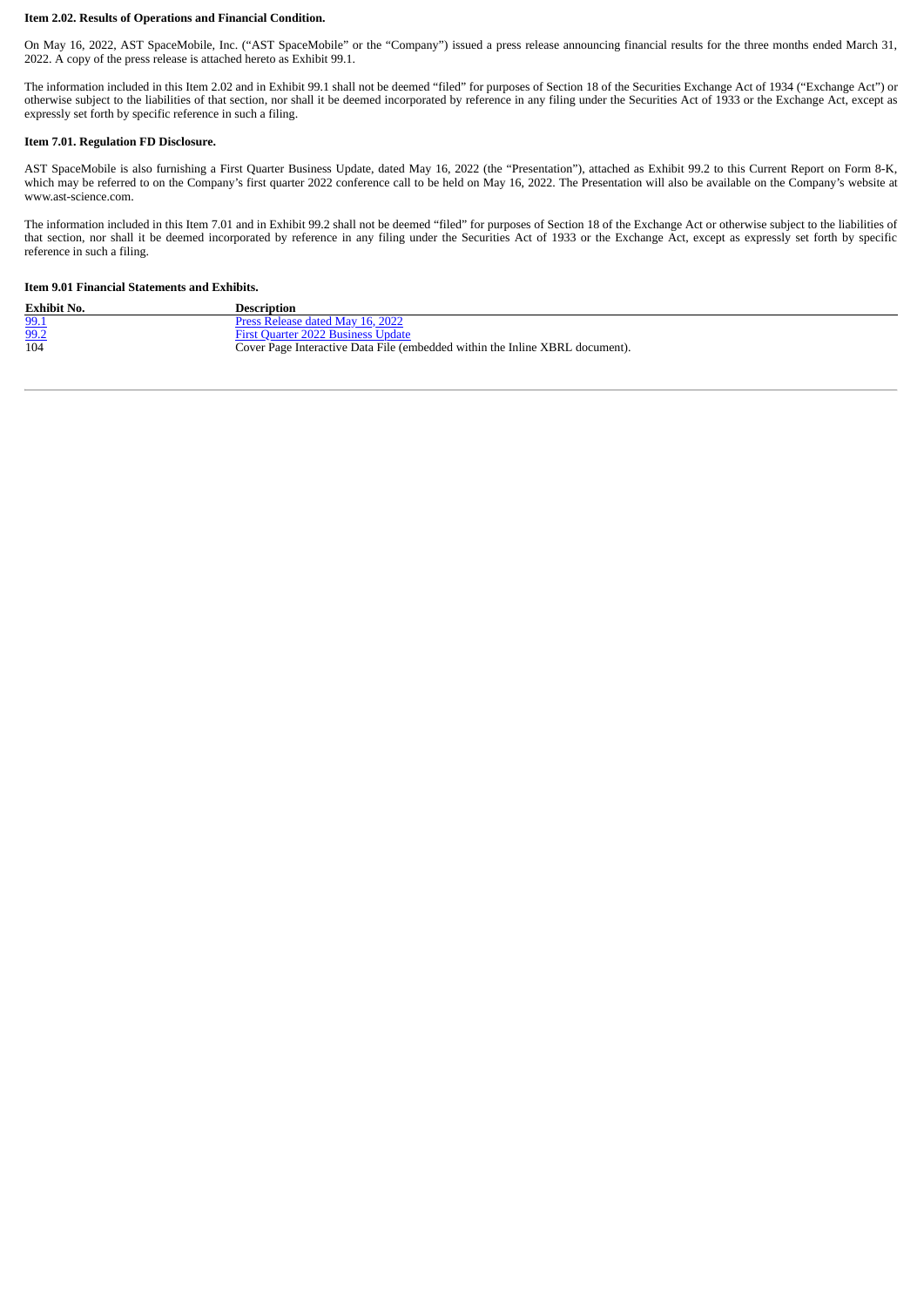**Item 2.02. Results of Operations and Financial Condition.**

On May 16, 2022, AST SpaceMobile, Inc. ("AST SpaceMobile" or the "Company") issued a press release announcing financial results for the three months ended March 31, 2022. A copy of the press release is attached hereto as Exhibit 99.1.

The information included in this Item 2.02 and in Exhibit 99.1 shall not be deemed "filed" for purposes of Section 18 of the Securities Exchange Act of 1934 ("Exchange Act") or otherwise subject to the liabilities of that section, nor shall it be deemed incorporated by reference in any filing under the Securities Act of 1933 or the Exchange Act, except as expressly set forth by specific reference in such a filing.

**Item 7.01. Regulation FD Disclosure.**

AST SpaceMobile is also furnishing a First Quarter Business Update, dated May 16, 2022 (the "Presentation"), attached as Exhibit 99.2 to this Current Report on Form 8-K, which may be referred to on the Company's first quarter 2022 conference call to be held on May 16, 2022. The Presentation will also be available on the Company's website at www.ast-science.com.

The information included in this Item 7.01 and in Exhibit 99.2 shall not be deemed "filed" for purposes of Section 18 of the Exchange Act or otherwise subject to the liabilities of that section, nor shall it be deemed incorporated by reference in any filing under the Securities Act of 1933 or the Exchange Act, except as expressly set forth by specific reference in such a filing.

**Item 9.01 Financial Statements and Exhibits.**

| Exhibit No. | Description |
|---|---|
| 99.1 | Press Release dated May 16, 2022 |
| 99.2 | First Quarter 2022 Business Update |
| 104 | Cover Page Interactive Data File (embedded within the Inline XBRL document). |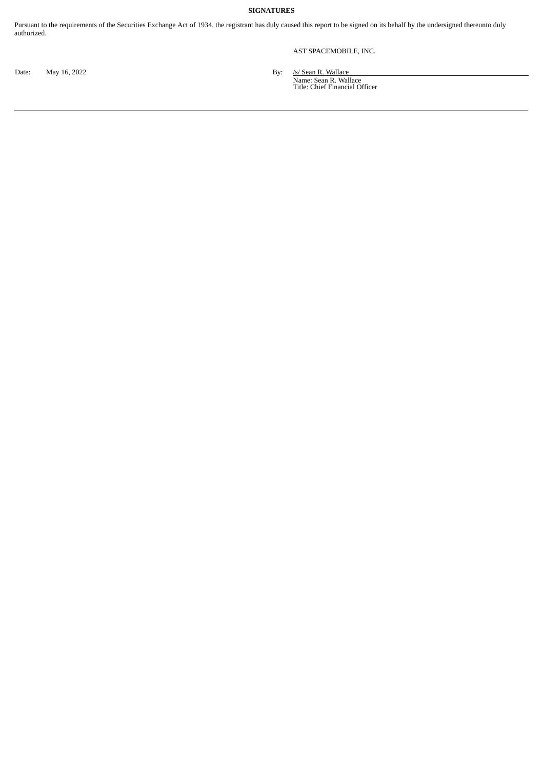**SIGNATURES**

Pursuant to the requirements of the Securities Exchange Act of 1934, the registrant has duly caused this report to be signed on its behalf by the undersigned thereunto duly authorized.

AST SPACEMOBILE, INC.

Date: May 16, 2022

By: /s/ Sean R. Wallace
Name: Sean R. Wallace
Title: Chief Financial Officer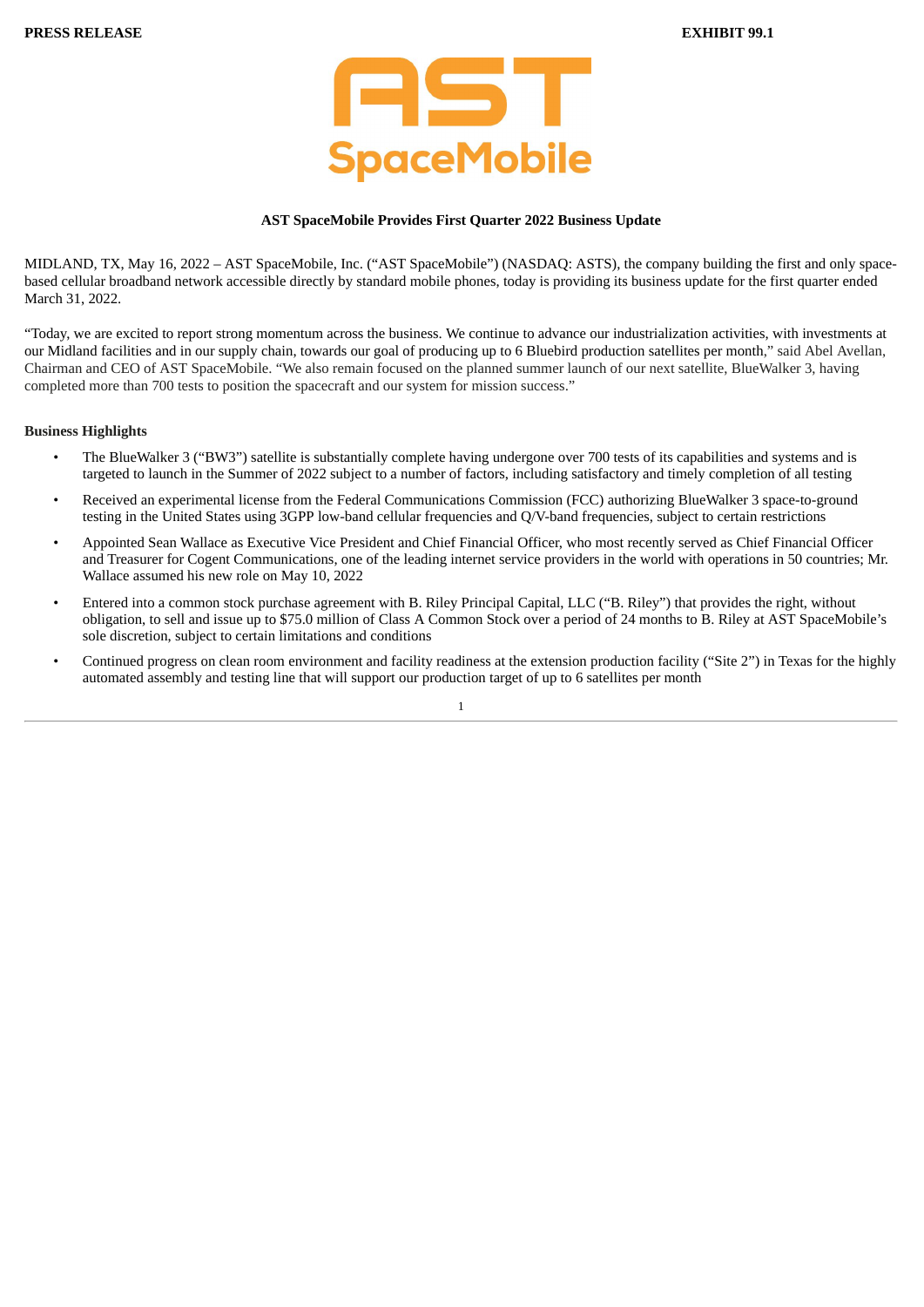**PRESS RELEASE** **EXHIBIT 99.1**

AST SpaceMobile

**AST SpaceMobile Provides First Quarter 2022 Business Update**

MIDLAND, TX, May 16, 2022 – AST SpaceMobile, Inc. ("AST SpaceMobile") (NASDAQ: ASTS), the company building the first and only space-based cellular broadband network accessible directly by standard mobile phones, today is providing its business update for the first quarter ended March 31, 2022.

"Today, we are excited to report strong momentum across the business. We continue to advance our industrialization activities, with investments at our Midland facilities and in our supply chain, towards our goal of producing up to 6 Bluebird production satellites per month," said Abel Avellan, Chairman and CEO of AST SpaceMobile. "We also remain focused on the planned summer launch of our next satellite, BlueWalker 3, having completed more than 700 tests to position the spacecraft and our system for mission success."

**Business Highlights**

- The BlueWalker 3 ("BW3") satellite is substantially complete having undergone over 700 tests of its capabilities and systems and is targeted to launch in the Summer of 2022 subject to a number of factors, including satisfactory and timely completion of all testing
- Received an experimental license from the Federal Communications Commission (FCC) authorizing BlueWalker 3 space-to-ground testing in the United States using 3GPP low-band cellular frequencies and Q/V-band frequencies, subject to certain restrictions
- Appointed Sean Wallace as Executive Vice President and Chief Financial Officer, who most recently served as Chief Financial Officer and Treasurer for Cogent Communications, one of the leading internet service providers in the world with operations in 50 countries; Mr. Wallace assumed his new role on May 10, 2022
- Entered into a common stock purchase agreement with B. Riley Principal Capital, LLC ("B. Riley") that provides the right, without obligation, to sell and issue up to $75.0 million of Class A Common Stock over a period of 24 months to B. Riley at AST SpaceMobile's sole discretion, subject to certain limitations and conditions
- Continued progress on clean room environment and facility readiness at the extension production facility ("Site 2") in Texas for the highly automated assembly and testing line that will support our production target of up to 6 satellites per month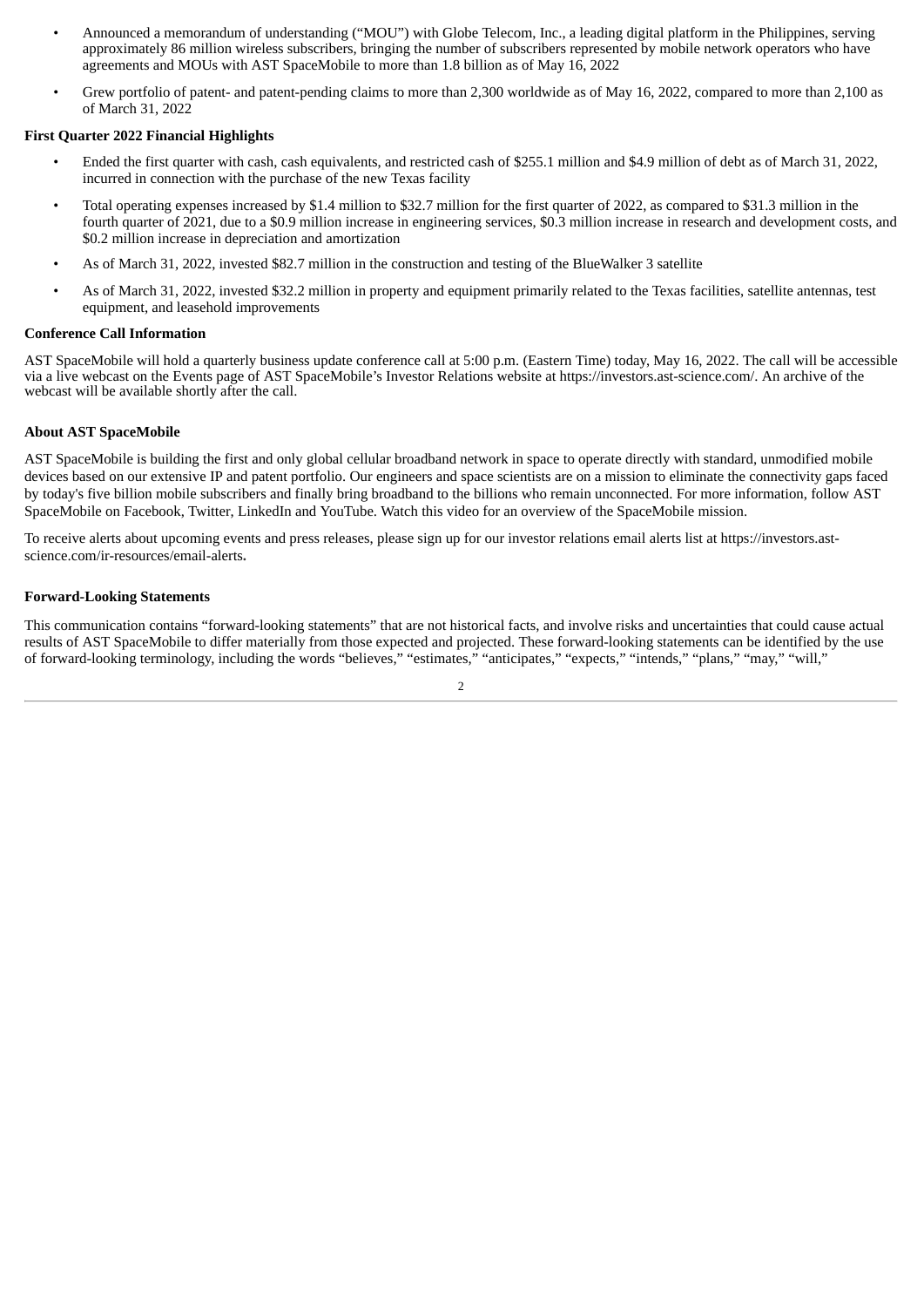- Announced a memorandum of understanding ("MOU") with Globe Telecom, Inc., a leading digital platform in the Philippines, serving approximately 86 million wireless subscribers, bringing the number of subscribers represented by mobile network operators who have agreements and MOUs with AST SpaceMobile to more than 1.8 billion as of May 16, 2022
- Grew portfolio of patent- and patent-pending claims to more than 2,300 worldwide as of May 16, 2022, compared to more than 2,100 as of March 31, 2022

**First Quarter 2022 Financial Highlights**

- Ended the first quarter with cash, cash equivalents, and restricted cash of $255.1 million and $4.9 million of debt as of March 31, 2022, incurred in connection with the purchase of the new Texas facility
- Total operating expenses increased by $1.4 million to $32.7 million for the first quarter of 2022, as compared to $31.3 million in the fourth quarter of 2021, due to a $0.9 million increase in engineering services, $0.3 million increase in research and development costs, and $0.2 million increase in depreciation and amortization
- As of March 31, 2022, invested $82.7 million in the construction and testing of the BlueWalker 3 satellite
- As of March 31, 2022, invested $32.2 million in property and equipment primarily related to the Texas facilities, satellite antennas, test equipment, and leasehold improvements

**Conference Call Information**

AST SpaceMobile will hold a quarterly business update conference call at 5:00 p.m. (Eastern Time) today, May 16, 2022. The call will be accessible via a live webcast on the Events page of AST SpaceMobile's Investor Relations website at https://investors.ast-science.com/. An archive of the webcast will be available shortly after the call.

**About AST SpaceMobile**

AST SpaceMobile is building the first and only global cellular broadband network in space to operate directly with standard, unmodified mobile devices based on our extensive IP and patent portfolio. Our engineers and space scientists are on a mission to eliminate the connectivity gaps faced by today's five billion mobile subscribers and finally bring broadband to the billions who remain unconnected. For more information, follow AST SpaceMobile on Facebook, Twitter, LinkedIn and YouTube. Watch this video for an overview of the SpaceMobile mission.

To receive alerts about upcoming events and press releases, please sign up for our investor relations email alerts list at https://investors.ast-science.com/ir-resources/email-alerts**.**

**Forward-Looking Statements**

This communication contains "forward-looking statements" that are not historical facts, and involve risks and uncertainties that could cause actual results of AST SpaceMobile to differ materially from those expected and projected. These forward-looking statements can be identified by the use of forward-looking terminology, including the words "believes," "estimates," "anticipates," "expects," "intends," "plans," "may," "will,"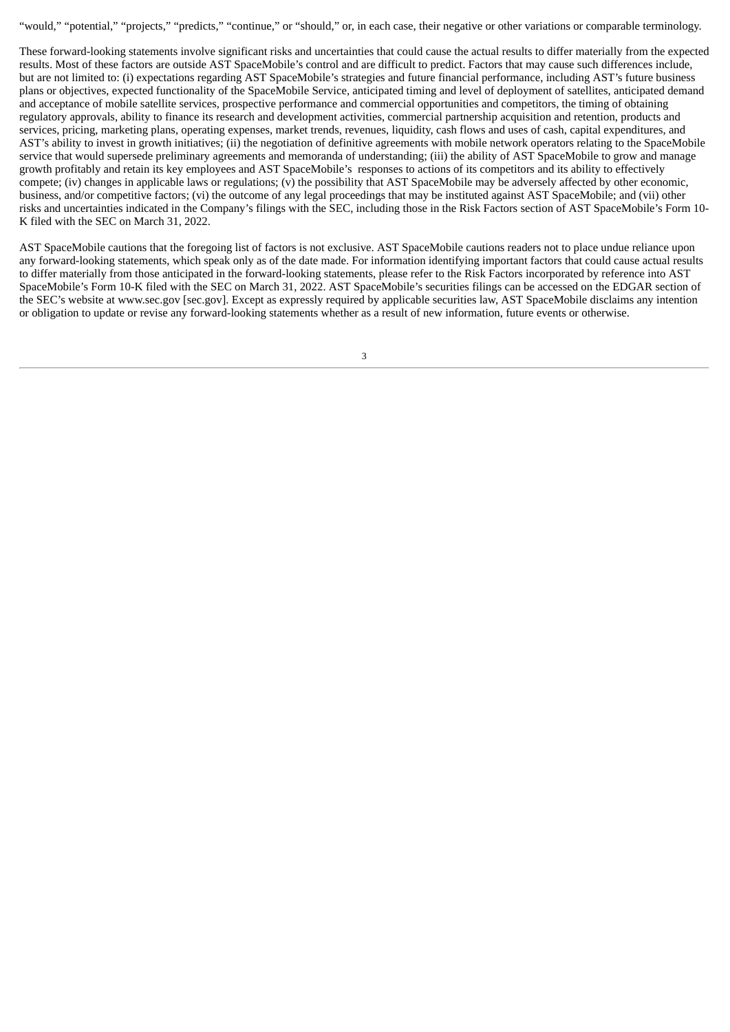"would," "potential," "projects," "predicts," "continue," or "should," or, in each case, their negative or other variations or comparable terminology.

These forward-looking statements involve significant risks and uncertainties that could cause the actual results to differ materially from the expected results. Most of these factors are outside AST SpaceMobile's control and are difficult to predict. Factors that may cause such differences include, but are not limited to: (i) expectations regarding AST SpaceMobile's strategies and future financial performance, including AST's future business plans or objectives, expected functionality of the SpaceMobile Service, anticipated timing and level of deployment of satellites, anticipated demand and acceptance of mobile satellite services, prospective performance and commercial opportunities and competitors, the timing of obtaining regulatory approvals, ability to finance its research and development activities, commercial partnership acquisition and retention, products and services, pricing, marketing plans, operating expenses, market trends, revenues, liquidity, cash flows and uses of cash, capital expenditures, and AST's ability to invest in growth initiatives; (ii) the negotiation of definitive agreements with mobile network operators relating to the SpaceMobile service that would supersede preliminary agreements and memoranda of understanding; (iii) the ability of AST SpaceMobile to grow and manage growth profitably and retain its key employees and AST SpaceMobile's responses to actions of its competitors and its ability to effectively compete; (iv) changes in applicable laws or regulations; (v) the possibility that AST SpaceMobile may be adversely affected by other economic, business, and/or competitive factors; (vi) the outcome of any legal proceedings that may be instituted against AST SpaceMobile; and (vii) other risks and uncertainties indicated in the Company's filings with the SEC, including those in the Risk Factors section of AST SpaceMobile's Form 10-K filed with the SEC on March 31, 2022.

AST SpaceMobile cautions that the foregoing list of factors is not exclusive. AST SpaceMobile cautions readers not to place undue reliance upon any forward-looking statements, which speak only as of the date made. For information identifying important factors that could cause actual results to differ materially from those anticipated in the forward-looking statements, please refer to the Risk Factors incorporated by reference into AST SpaceMobile's Form 10-K filed with the SEC on March 31, 2022. AST SpaceMobile's securities filings can be accessed on the EDGAR section of the SEC's website at www.sec.gov [sec.gov]. Except as expressly required by applicable securities law, AST SpaceMobile disclaims any intention or obligation to update or revise any forward-looking statements whether as a result of new information, future events or otherwise.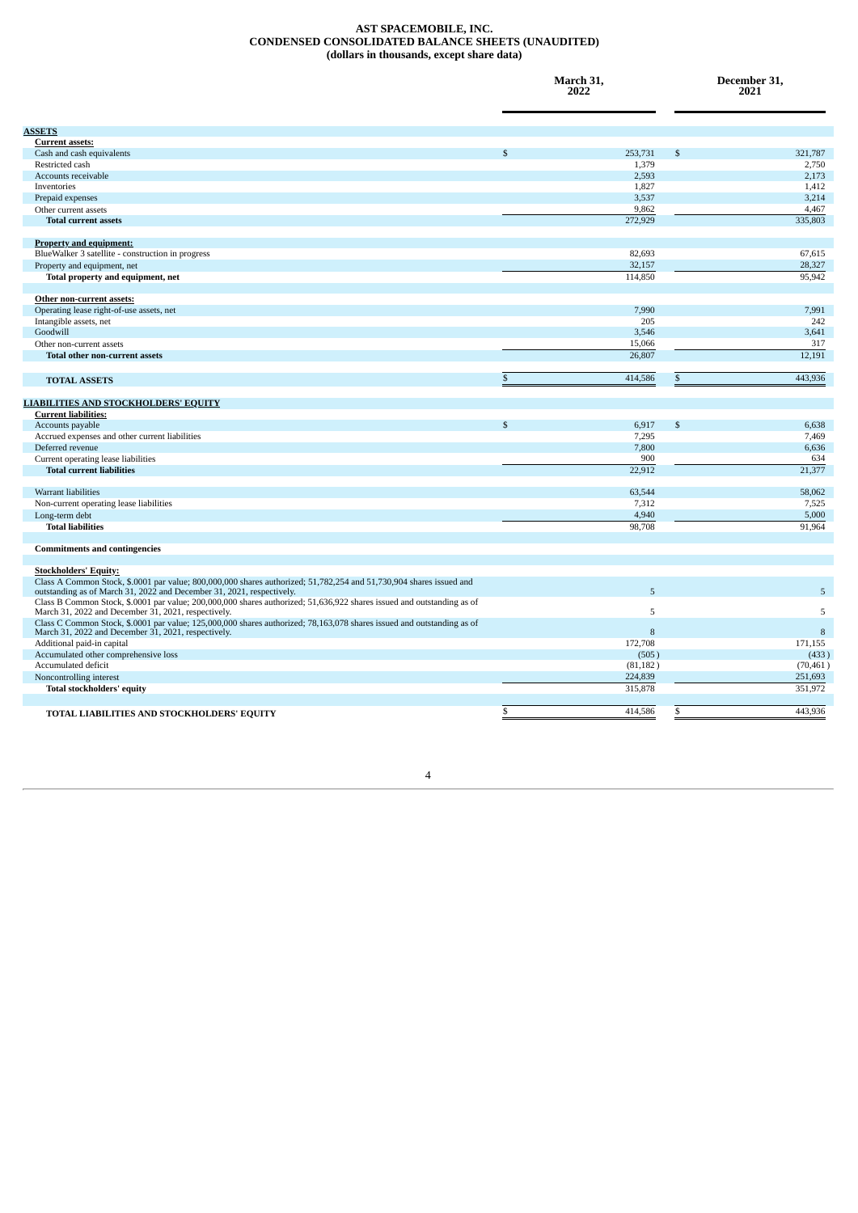# AST SPACEMOBILE, INC.
## CONDENSED CONSOLIDATED BALANCE SHEETS (UNAUDITED)
### (dollars in thousands, except share data)

| | March 31, 2022 | December 31, 2021 |
|---|---|---|
| **ASSETS** | | |
| **Current assets:** | | |
| Cash and cash equivalents | $ 253,731 | $ 321,787 |
| Restricted cash | 1,379 | 2,750 |
| Accounts receivable | 2,593 | 2,173 |
| Inventories | 1,827 | 1,412 |
| Prepaid expenses | 3,537 | 3,214 |
| Other current assets | 9,862 | 4,467 |
| **Total current assets** | 272,929 | 335,803 |
| | | |
| **Property and equipment:** | | |
| BlueWalker 3 satellite - construction in progress | 82,693 | 67,615 |
| Property and equipment, net | 32,157 | 28,327 |
| **Total property and equipment, net** | 114,850 | 95,942 |
| | | |
| **Other non-current assets:** | | |
| Operating lease right-of-use assets, net | 7,990 | 7,991 |
| Intangible assets, net | 205 | 242 |
| Goodwill | 3,546 | 3,641 |
| Other non-current assets | 15,066 | 317 |
| **Total other non-current assets** | 26,807 | 12,191 |
| | | |
| **TOTAL ASSETS** | $ 414,586 | $ 443,936 |
| | | |
| **LIABILITIES AND STOCKHOLDERS' EQUITY** | | |
| **Current liabilities:** | | |
| Accounts payable | $ 6,917 | $ 6,638 |
| Accrued expenses and other current liabilities | 7,295 | 7,469 |
| Deferred revenue | 7,800 | 6,636 |
| Current operating lease liabilities | 900 | 634 |
| **Total current liabilities** | 22,912 | 21,377 |
| | | |
| Warrant liabilities | 63,544 | 58,062 |
| Non-current operating lease liabilities | 7,312 | 7,525 |
| Long-term debt | 4,940 | 5,000 |
| **Total liabilities** | 98,708 | 91,964 |
| | | |
| **Commitments and contingencies** | | |
| | | |
| **Stockholders' Equity:** | | |
| Class A Common Stock, $.0001 par value; 800,000,000 shares authorized; 51,782,254 and 51,730,904 shares issued and outstanding as of March 31, 2022 and December 31, 2021, respectively. | 5 | 5 |
| Class B Common Stock, $.0001 par value; 200,000,000 shares authorized; 51,636,922 shares issued and outstanding as of March 31, 2022 and December 31, 2021, respectively. | 5 | 5 |
| Class C Common Stock, $.0001 par value; 125,000,000 shares authorized; 78,163,078 shares issued and outstanding as of March 31, 2022 and December 31, 2021, respectively. | 8 | 8 |
| Additional paid-in capital | 172,708 | 171,155 |
| Accumulated other comprehensive loss | (505) | (433) |
| Accumulated deficit | (81,182) | (70,461) |
| Noncontrolling interest | 224,839 | 251,693 |
| **Total stockholders' equity** | 315,878 | 351,972 |
| | | |
| **TOTAL LIABILITIES AND STOCKHOLDERS' EQUITY** | $ 414,586 | $ 443,936 |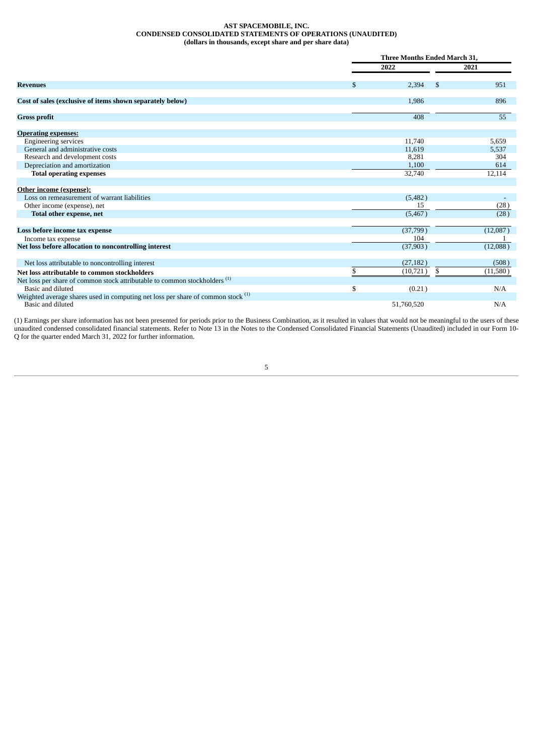**AST SPACEMOBILE, INC.**
**CONDENSED CONSOLIDATED STATEMENTS OF OPERATIONS (UNAUDITED)**
**(dollars in thousands, except share and per share data)**

| | Three Months Ended March 31, | |
|---|---|---|
| | 2022 | 2021 |
| **Revenues** | $ 2,394 | $ 951 |
| **Cost of sales (exclusive of items shown separately below)** | 1,986 | 896 |
| **Gross profit** | 408 | 55 |
| **Operating expenses:** | | |
| Engineering services | 11,740 | 5,659 |
| General and administrative costs | 11,619 | 5,537 |
| Research and development costs | 8,281 | 304 |
| Depreciation and amortization | 1,100 | 614 |
| **Total operating expenses** | 32,740 | 12,114 |
| **Other income (expense):** | | |
| Loss on remeasurement of warrant liabilities | (5,482) | - |
| Other income (expense), net | 15 | (28) |
| **Total other expense, net** | (5,467) | (28) |
| **Loss before income tax expense** | (37,799) | (12,087) |
| Income tax expense | 104 | 1 |
| **Net loss before allocation to noncontrolling interest** | (37,903) | (12,088) |
| Net loss attributable to noncontrolling interest | (27,182) | (508) |
| **Net loss attributable to common stockholders** | $ (10,721) | $ (11,580) |
| Net loss per share of common stock attributable to common stockholders [(1)] | | |
| Basic and diluted | $ (0.21) | N/A |
| Weighted average shares used in computing net loss per share of common stock [(1)] | | |
| Basic and diluted | 51,760,520 | N/A |

(1) Earnings per share information has not been presented for periods prior to the Business Combination, as it resulted in values that would not be meaningful to the users of these unaudited condensed consolidated financial statements. Refer to Note 13 in the Notes to the Condensed Consolidated Financial Statements (Unaudited) included in our Form 10-Q for the quarter ended March 31, 2022 for further information.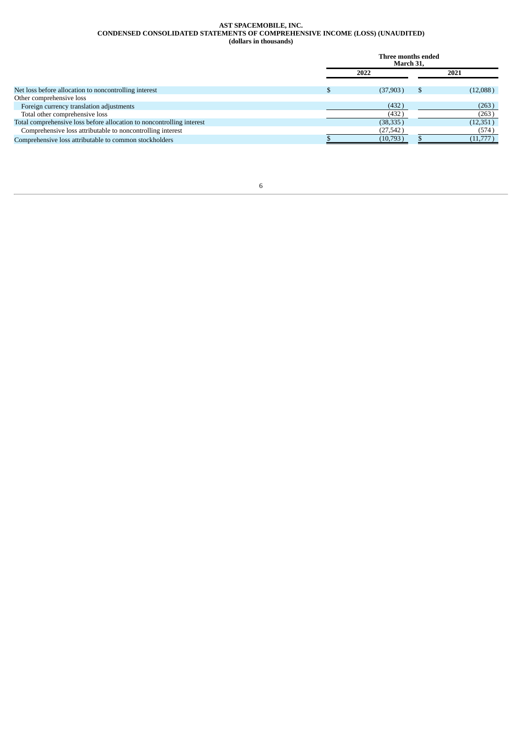**AST SPACEMOBILE, INC.**
**CONDENSED CONSOLIDATED STATEMENTS OF COMPREHENSIVE INCOME (LOSS) (UNAUDITED)**
**(dollars in thousands)**

| | Three months ended March 31, | |
|---|---|---|
| | 2022 | 2021 |
| Net loss before allocation to noncontrolling interest | $ (37,903) | $ (12,088) |
| Other comprehensive loss | | |
| Foreign currency translation adjustments | (432) | (263) |
| Total other comprehensive loss | (432) | (263) |
| Total comprehensive loss before allocation to noncontrolling interest | (38,335) | (12,351) |
| Comprehensive loss attributable to noncontrolling interest | (27,542) | (574) |
| Comprehensive loss attributable to common stockholders | $ (10,793) | $ (11,777) |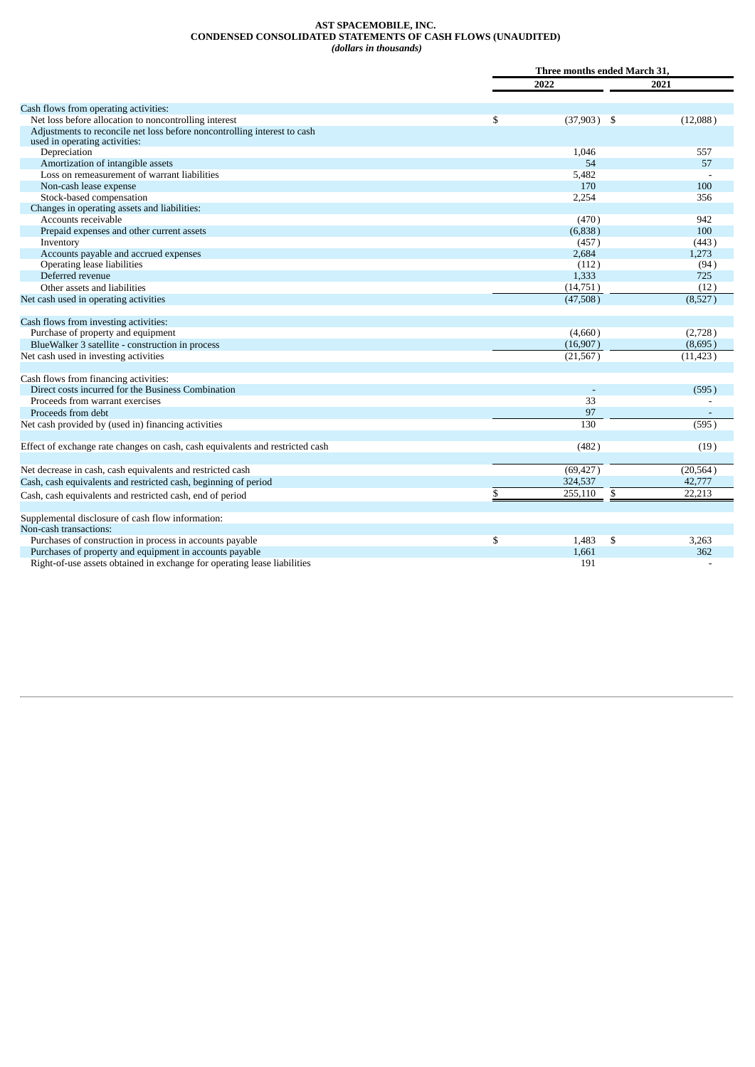# AST SPACEMOBILE, INC.
## CONDENSED CONSOLIDATED STATEMENTS OF CASH FLOWS (UNAUDITED)
*(dollars in thousands)*

| | Three months ended March 31, | |
|---|---|---|
| | 2022 | 2021 |
| Cash flows from operating activities: | | |
| Net loss before allocation to noncontrolling interest | $ (37,903) | $ (12,088) |
| Adjustments to reconcile net loss before noncontrolling interest to cash used in operating activities: | | |
| Depreciation | 1,046 | 557 |
| Amortization of intangible assets | 54 | 57 |
| Loss on remeasurement of warrant liabilities | 5,482 | - |
| Non-cash lease expense | 170 | 100 |
| Stock-based compensation | 2,254 | 356 |
| Changes in operating assets and liabilities: | | |
| Accounts receivable | (470) | 942 |
| Prepaid expenses and other current assets | (6,838) | 100 |
| Inventory | (457) | (443) |
| Accounts payable and accrued expenses | 2,684 | 1,273 |
| Operating lease liabilities | (112) | (94) |
| Deferred revenue | 1,333 | 725 |
| Other assets and liabilities | (14,751) | (12) |
| Net cash used in operating activities | (47,508) | (8,527) |
| | | |
| Cash flows from investing activities: | | |
| Purchase of property and equipment | (4,660) | (2,728) |
| BlueWalker 3 satellite - construction in process | (16,907) | (8,695) |
| Net cash used in investing activities | (21,567) | (11,423) |
| | | |
| Cash flows from financing activities: | | |
| Direct costs incurred for the Business Combination | - | (595) |
| Proceeds from warrant exercises | 33 | - |
| Proceeds from debt | 97 | - |
| Net cash provided by (used in) financing activities | 130 | (595) |
| | | |
| Effect of exchange rate changes on cash, cash equivalents and restricted cash | (482) | (19) |
| | | |
| Net decrease in cash, cash equivalents and restricted cash | (69,427) | (20,564) |
| Cash, cash equivalents and restricted cash, beginning of period | 324,537 | 42,777 |
| Cash, cash equivalents and restricted cash, end of period | $ 255,110 | $ 22,213 |
| | | |
| Supplemental disclosure of cash flow information: | | |
| Non-cash transactions: | | |
| Purchases of construction in process in accounts payable | $ 1,483 | $ 3,263 |
| Purchases of property and equipment in accounts payable | 1,661 | 362 |
| Right-of-use assets obtained in exchange for operating lease liabilities | 191 | - |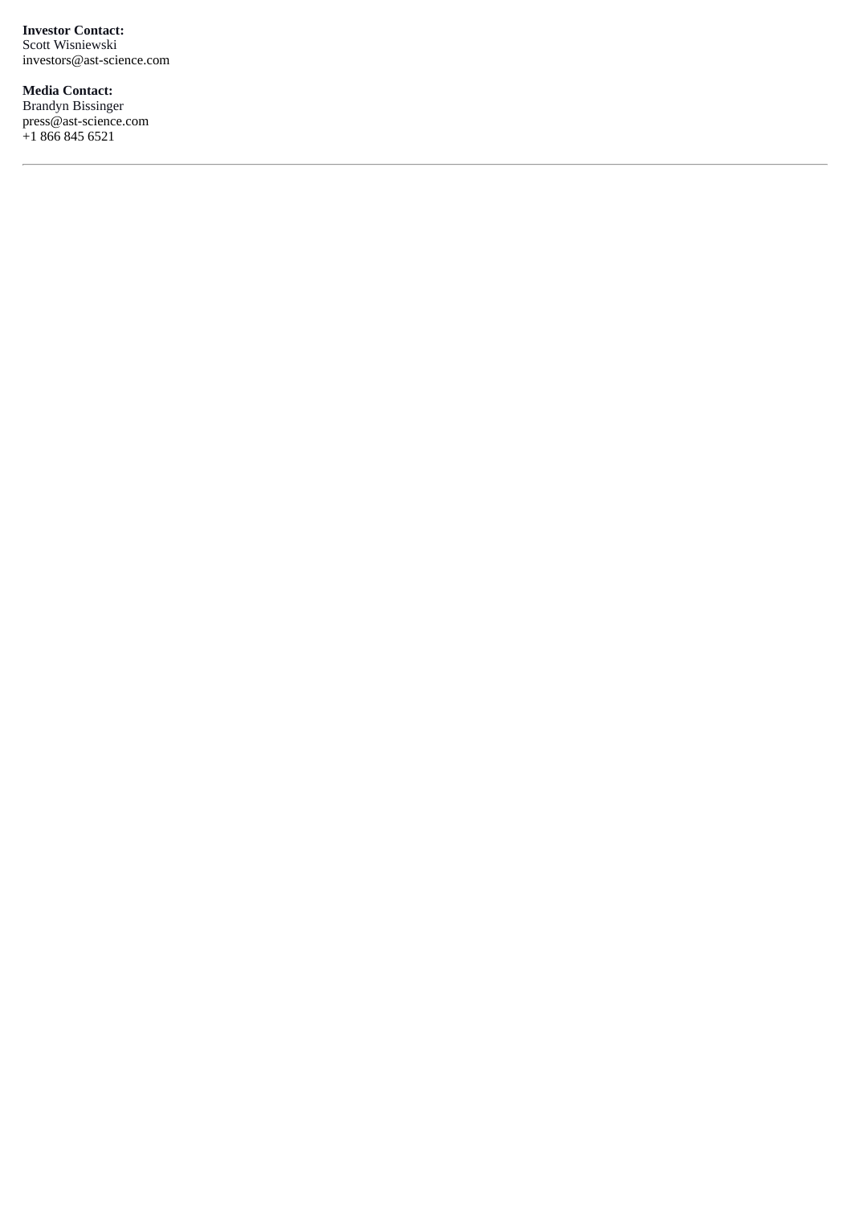**Investor Contact:**
Scott Wisniewski
investors@ast-science.com

**Media Contact:**
Brandyn Bissinger
press@ast-science.com
+1 866 845 6521

---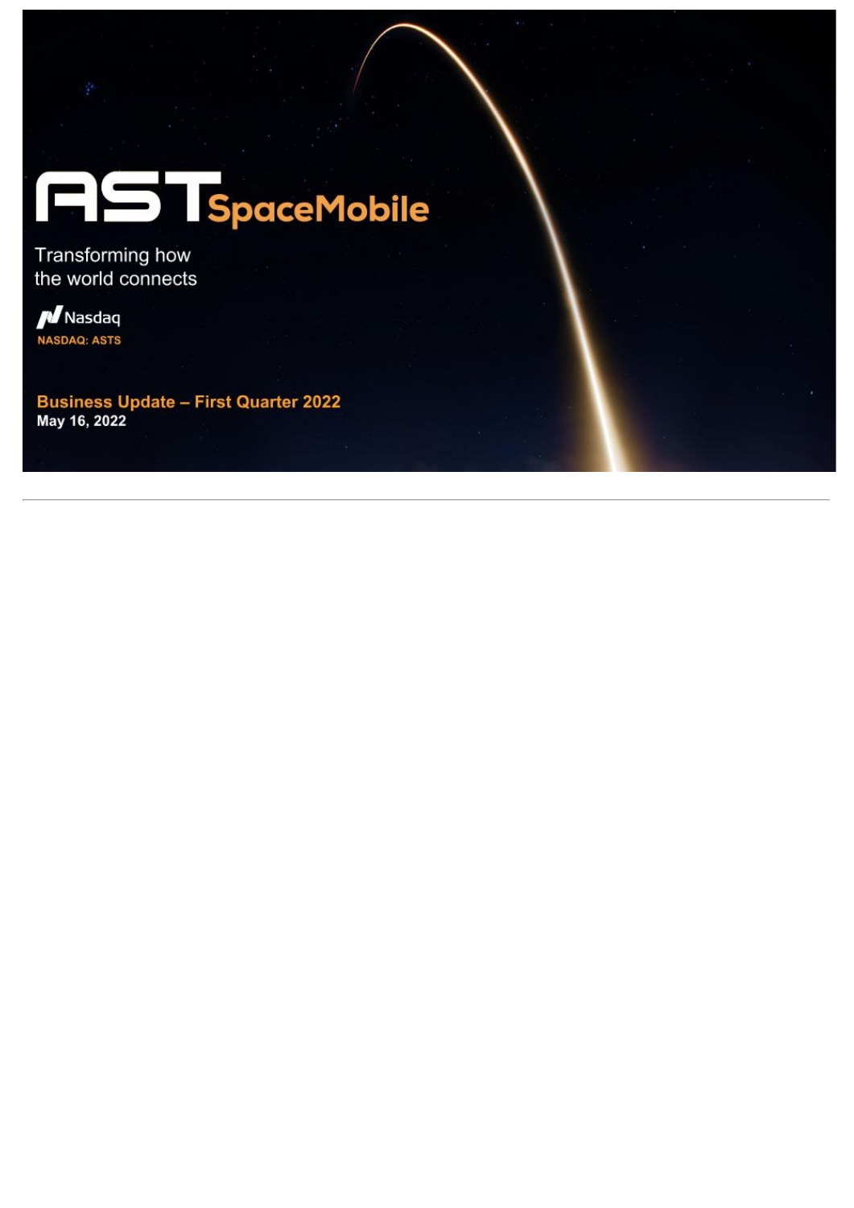# AST SpaceMobile

Transforming how the world connects

Nasdaq

NASDAQ: ASTS

**Business Update – First Quarter 2022**

**May 16, 2022**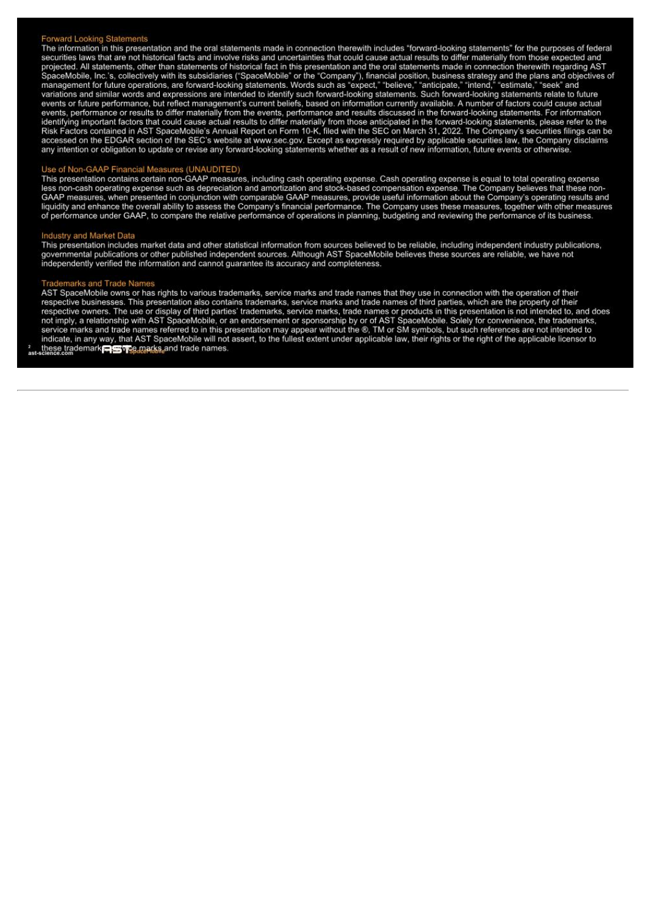## Forward Looking Statements

The information in this presentation and the oral statements made in connection therewith includes "forward-looking statements" for the purposes of federal securities laws that are not historical facts and involve risks and uncertainties that could cause actual results to differ materially from those expected and projected. All statements, other than statements of historical fact in this presentation and the oral statements made in connection therewith regarding AST SpaceMobile, Inc.'s, collectively with its subsidiaries ("SpaceMobile" or the "Company"), financial position, business strategy and the plans and objectives of management for future operations, are forward-looking statements. Words such as "expect," "believe," "anticipate," "intend," "estimate," "seek" and variations and similar words and expressions are intended to identify such forward-looking statements. Such forward-looking statements relate to future events or future performance, but reflect management's current beliefs, based on information currently available. A number of factors could cause actual events, performance or results to differ materially from the events, performance and results discussed in the forward-looking statements. For information identifying important factors that could cause actual results to differ materially from those anticipated in the forward-looking statements, please refer to the Risk Factors contained in AST SpaceMobile's Annual Report on Form 10-K, filed with the SEC on March 31, 2022. The Company's securities filings can be accessed on the EDGAR section of the SEC's website at www.sec.gov. Except as expressly required by applicable securities law, the Company disclaims any intention or obligation to update or revise any forward-looking statements whether as a result of new information, future events or otherwise.

## Use of Non-GAAP Financial Measures (UNAUDITED)

This presentation contains certain non-GAAP measures, including cash operating expense. Cash operating expense is equal to total operating expense less non-cash operating expense such as depreciation and amortization and stock-based compensation expense. The Company believes that these non-GAAP measures, when presented in conjunction with comparable GAAP measures, provide useful information about the Company's operating results and liquidity and enhance the overall ability to assess the Company's financial performance. The Company uses these measures, together with other measures of performance under GAAP, to compare the relative performance of operations in planning, budgeting and reviewing the performance of its business.

## Industry and Market Data

This presentation includes market data and other statistical information from sources believed to be reliable, including independent industry publications, governmental publications or other published independent sources. Although AST SpaceMobile believes these sources are reliable, we have not independently verified the information and cannot guarantee its accuracy and completeness.

## Trademarks and Trade Names

AST SpaceMobile owns or has rights to various trademarks, service marks and trade names that they use in connection with the operation of their respective businesses. This presentation also contains trademarks, service marks and trade names of third parties, which are the property of their respective owners. The use or display of third parties' trademarks, service marks, trade names or products in this presentation is not intended to, and does not imply, a relationship with AST SpaceMobile, or an endorsement or sponsorship by or of AST SpaceMobile. Solely for convenience, the trademarks, service marks and trade names referred to in this presentation may appear without the ®, TM or SM symbols, but such references are not intended to indicate, in any way, that AST SpaceMobile will not assert, to the fullest extent under applicable law, their rights or the right of the applicable licensor to these trademarks, service marks and trade names.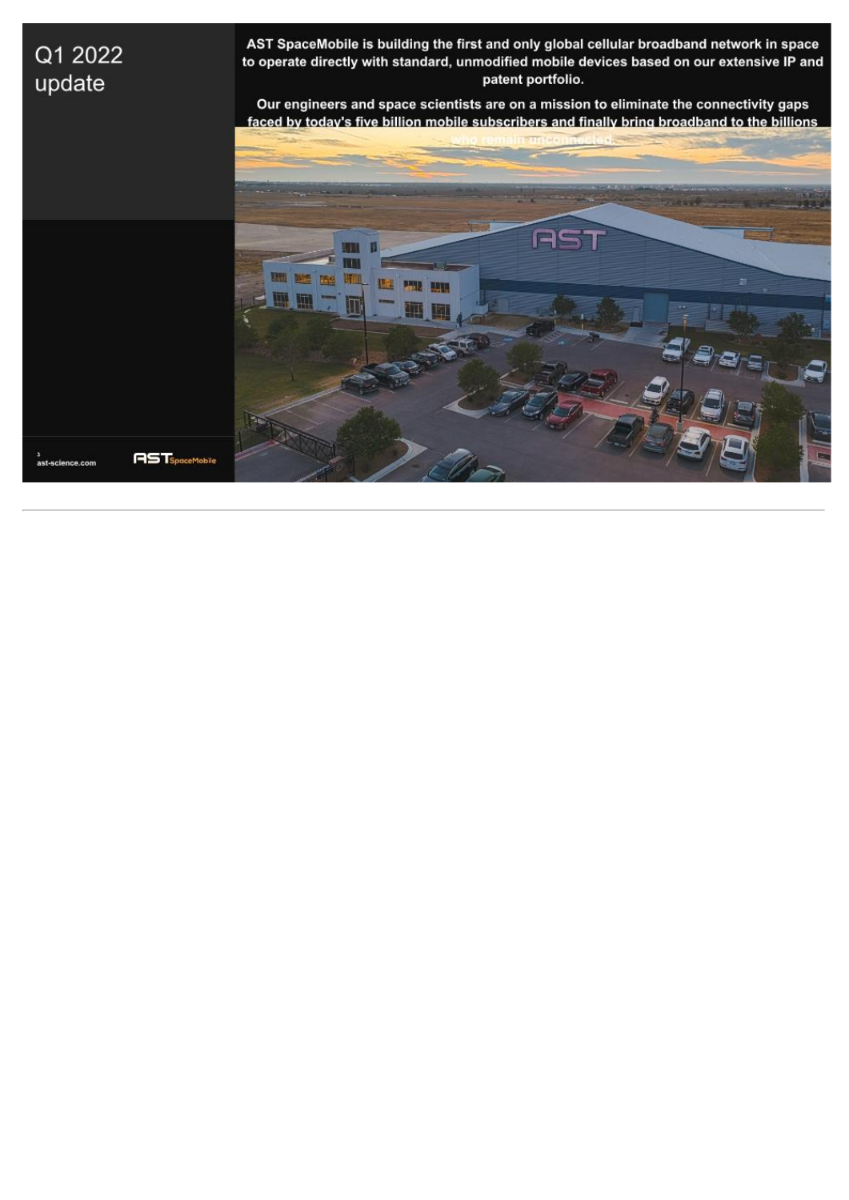# Q1 2022 update

**AST SpaceMobile is building the first and only global cellular broadband network in space to operate directly with standard, unmodified mobile devices based on our extensive IP and patent portfolio.**

**Our engineers and space scientists are on a mission to eliminate the connectivity gaps faced by today's five billion mobile subscribers and finally bring broadband to the billions who remain unconnected.**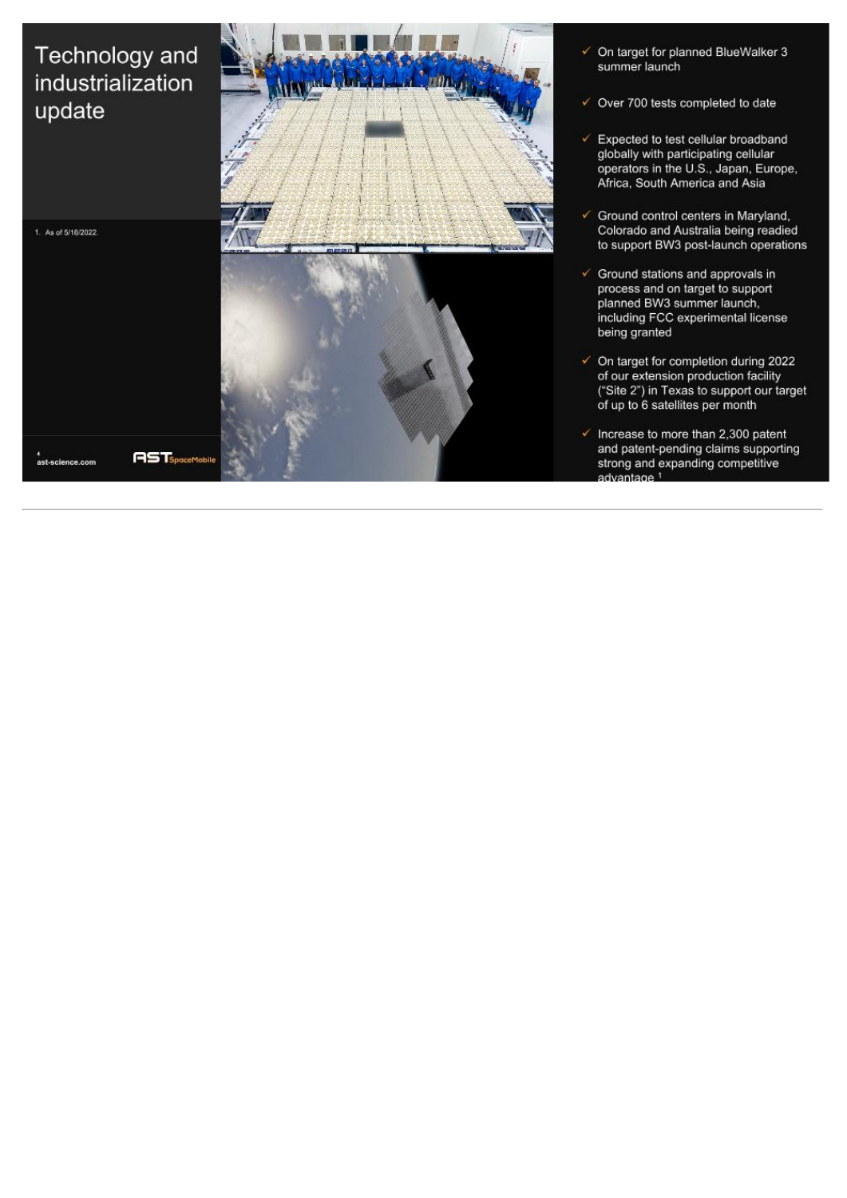# Technology and industrialization update

- ✓ On target for planned BlueWalker 3 summer launch
- ✓ Over 700 tests completed to date
- ✓ Expected to test cellular broadband globally with participating cellular operators in the U.S., Japan, Europe, Africa, South America and Asia
- ✓ Ground control centers in Maryland, Colorado and Australia being readied to support BW3 post-launch operations
- ✓ Ground stations and approvals in process and on target to support planned BW3 summer launch, including FCC experimental license being granted
- ✓ On target for completion during 2022 of our extension production facility ("Site 2") in Texas to support our target of up to 6 satellites per month
- ✓ Increase to more than 2,300 patent and patent-pending claims supporting strong and expanding competitive advantage [1]

1. As of 5/16/2022.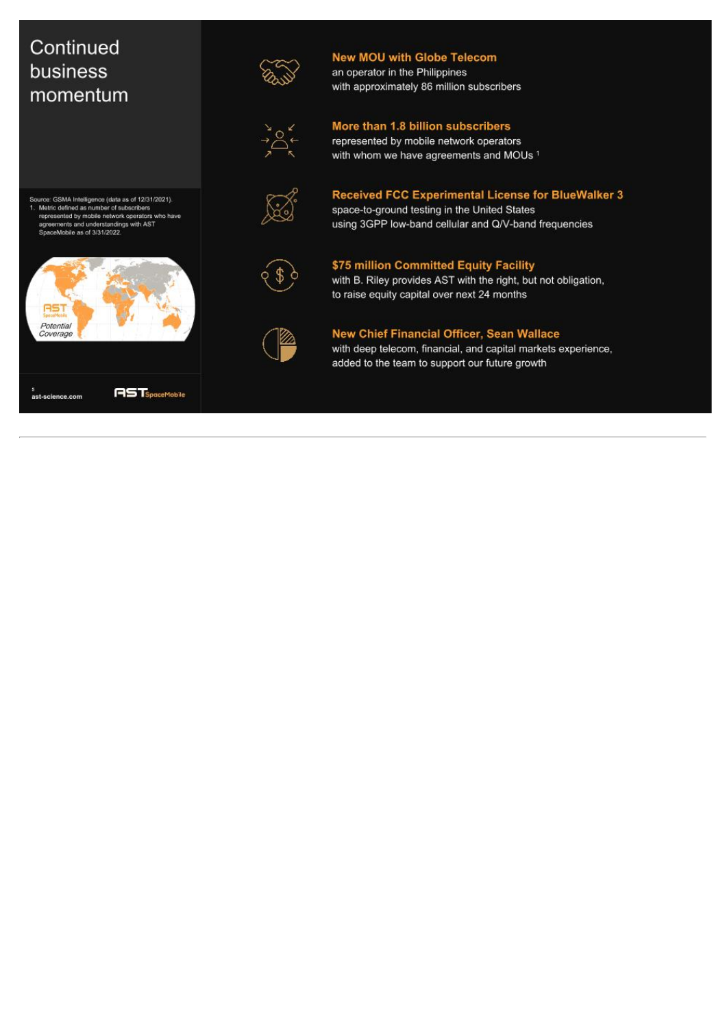# Continued business momentum

Source: GSMA Intelligence (data as of 12/31/2021).

1. Metric defined as number of subscribers represented by mobile network operators who have agreements and understandings with AST SpaceMobile as of 3/31/2022.

AST SpaceMobile Potential Coverage

**New MOU with Globe Telecom**
an operator in the Philippines
with approximately 86 million subscribers

**More than 1.8 billion subscribers**
represented by mobile network operators
with whom we have agreements and MOUs [1]

**Received FCC Experimental License for BlueWalker 3**
space-to-ground testing in the United States
using 3GPP low-band cellular and Q/V-band frequencies

**$75 million Committed Equity Facility**
with B. Riley provides AST with the right, but not obligation,
to raise equity capital over next 24 months

**New Chief Financial Officer, Sean Wallace**
with deep telecom, financial, and capital markets experience,
added to the team to support our future growth

ast-science.com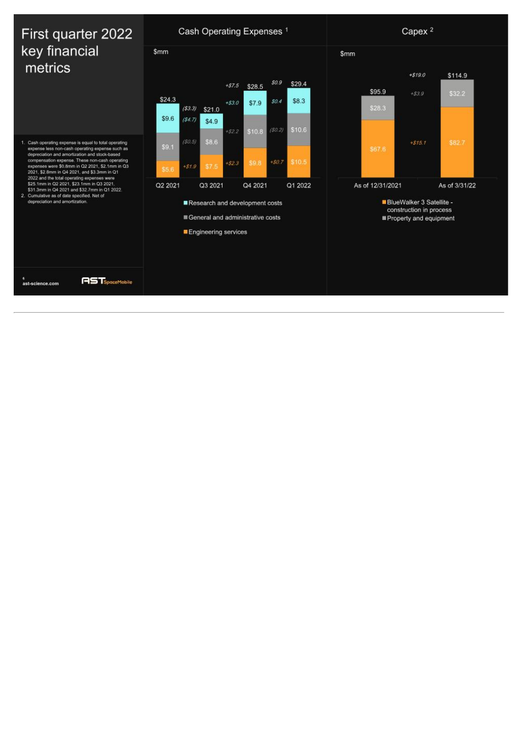# First quarter 2022 key financial metrics

## Cash Operating Expenses [1]

$mm

| | Q2 2021 | Q3 2021 | Q4 2021 | Q1 2022 |
|---|---|---|---|---|
| Research and development costs | $9.6 | $4.9 | $7.9 | $8.3 |
| General and administrative costs | $9.1 | $8.6 | $10.8 | $10.6 |
| Engineering services | $5.6 | $7.5 | $9.8 | $10.5 |
| Total | $24.3 | $21.0 | $28.5 | $29.4 |

| Change | Q2 2021 → Q3 2021 | Q3 2021 → Q4 2021 | Q4 2021 → Q1 2022 |
|---|---|---|---|
| Research and development costs | ($4.7) | +$3.0 | $0.4 |
| General and administrative costs | ($0.5) | +$2.2 | ($0.2) |
| Engineering services | +$1.9 | +$2.3 | +$0.7 |
| Total | ($3.3) | +$7.5 | $0.9 |

## Capex [2]

$mm

| | As of 12/31/2021 | Change | As of 3/31/22 |
|---|---|---|---|
| Property and equipment | $28.3 | +$3.9 | $32.2 |
| BlueWalker 3 Satellite - construction in process | $67.6 | +$15.1 | $82.7 |
| Total | $95.9 | +$19.0 | $114.9 |

1. Cash operating expense is equal to total operating expense less non-cash operating expense such as depreciation and amortization and stock-based compensation expense. These non-cash operating expenses were $0.8mm in Q2 2021, $2.1mm in Q3 2021, $2.8mm in Q4 2021, and $3.3mm in Q1 2022 and the total operating expenses were $25.1mm in Q2 2021, $23.1mm in Q3 2021, $31.3mm in Q4 2021 and $32.7mm in Q1 2022.
2. Cumulative as of date specified. Net of depreciation and amortization.

ast-science.com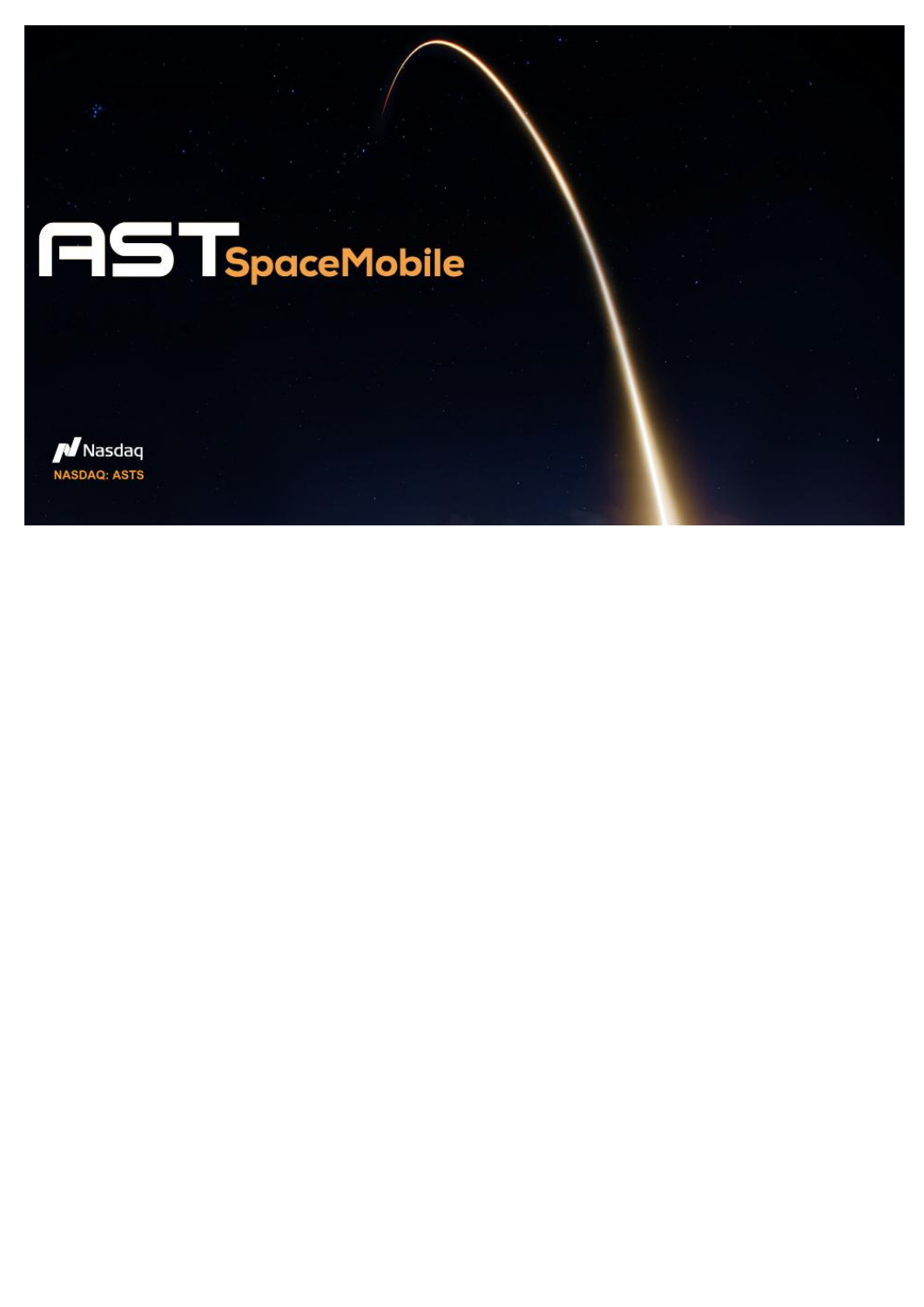AST SpaceMobile

Nasdaq

NASDAQ: ASTS